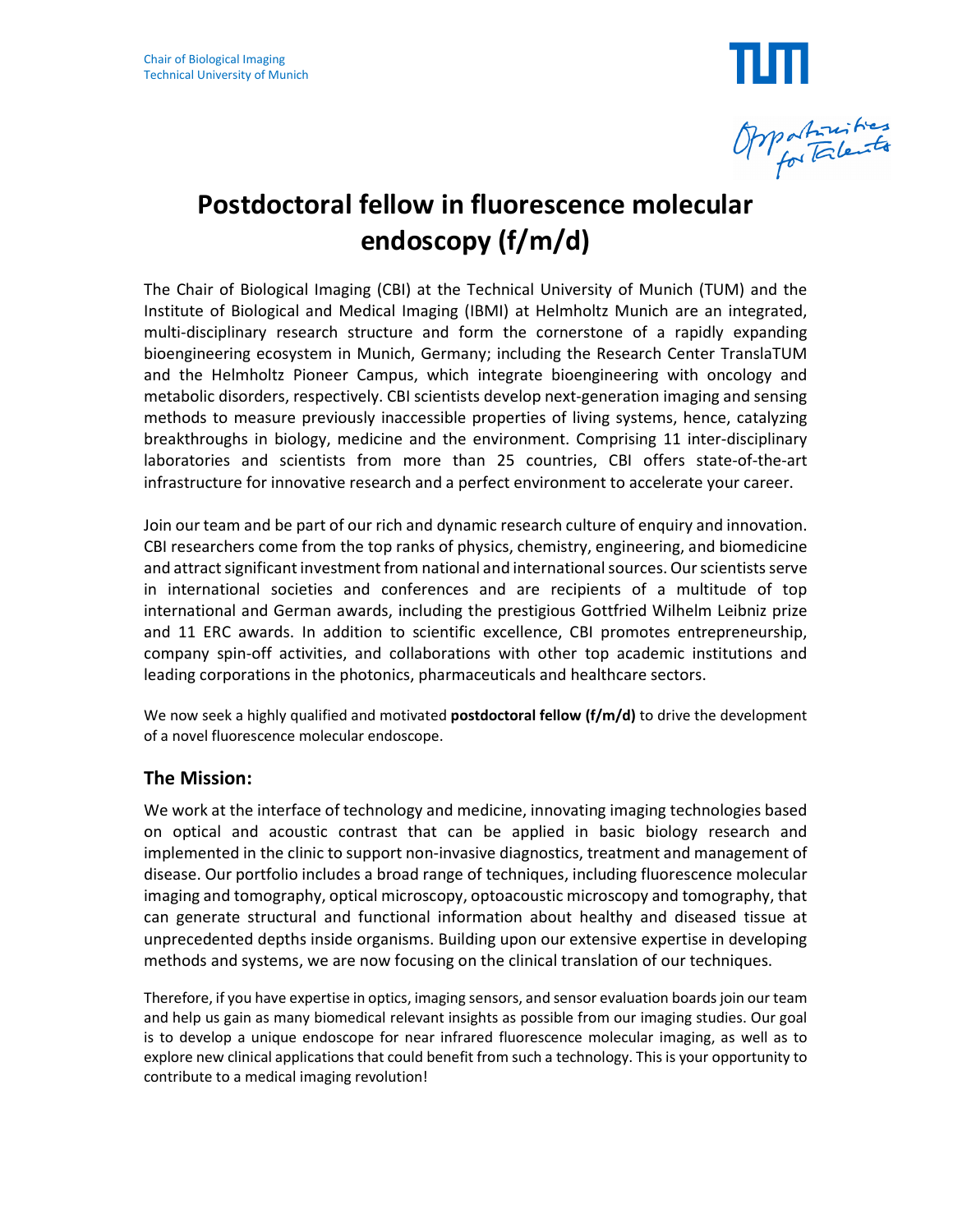Chair of Biological Imaging
Technical University of Munich

# Postdoctoral fellow in fluorescence molecular endoscopy (f/m/d)

The Chair of Biological Imaging (CBI) at the Technical University of Munich (TUM) and the Institute of Biological and Medical Imaging (IBMI) at Helmholtz Munich are an integrated, multi-disciplinary research structure and form the cornerstone of a rapidly expanding bioengineering ecosystem in Munich, Germany; including the Research Center TranslaTUM and the Helmholtz Pioneer Campus, which integrate bioengineering with oncology and metabolic disorders, respectively. CBI scientists develop next-generation imaging and sensing methods to measure previously inaccessible properties of living systems, hence, catalyzing breakthroughs in biology, medicine and the environment. Comprising 11 inter-disciplinary laboratories and scientists from more than 25 countries, CBI offers state-of-the-art infrastructure for innovative research and a perfect environment to accelerate your career.

Join our team and be part of our rich and dynamic research culture of enquiry and innovation. CBI researchers come from the top ranks of physics, chemistry, engineering, and biomedicine and attract significant investment from national and international sources. Our scientists serve in international societies and conferences and are recipients of a multitude of top international and German awards, including the prestigious Gottfried Wilhelm Leibniz prize and 11 ERC awards. In addition to scientific excellence, CBI promotes entrepreneurship, company spin-off activities, and collaborations with other top academic institutions and leading corporations in the photonics, pharmaceuticals and healthcare sectors.

We now seek a highly qualified and motivated **postdoctoral fellow (f/m/d)** to drive the development of a novel fluorescence molecular endoscope.

## The Mission:

We work at the interface of technology and medicine, innovating imaging technologies based on optical and acoustic contrast that can be applied in basic biology research and implemented in the clinic to support non-invasive diagnostics, treatment and management of disease. Our portfolio includes a broad range of techniques, including fluorescence molecular imaging and tomography, optical microscopy, optoacoustic microscopy and tomography, that can generate structural and functional information about healthy and diseased tissue at unprecedented depths inside organisms. Building upon our extensive expertise in developing methods and systems, we are now focusing on the clinical translation of our techniques.

Therefore, if you have expertise in optics, imaging sensors, and sensor evaluation boards join our team and help us gain as many biomedical relevant insights as possible from our imaging studies. Our goal is to develop a unique endoscope for near infrared fluorescence molecular imaging, as well as to explore new clinical applications that could benefit from such a technology. This is your opportunity to contribute to a medical imaging revolution!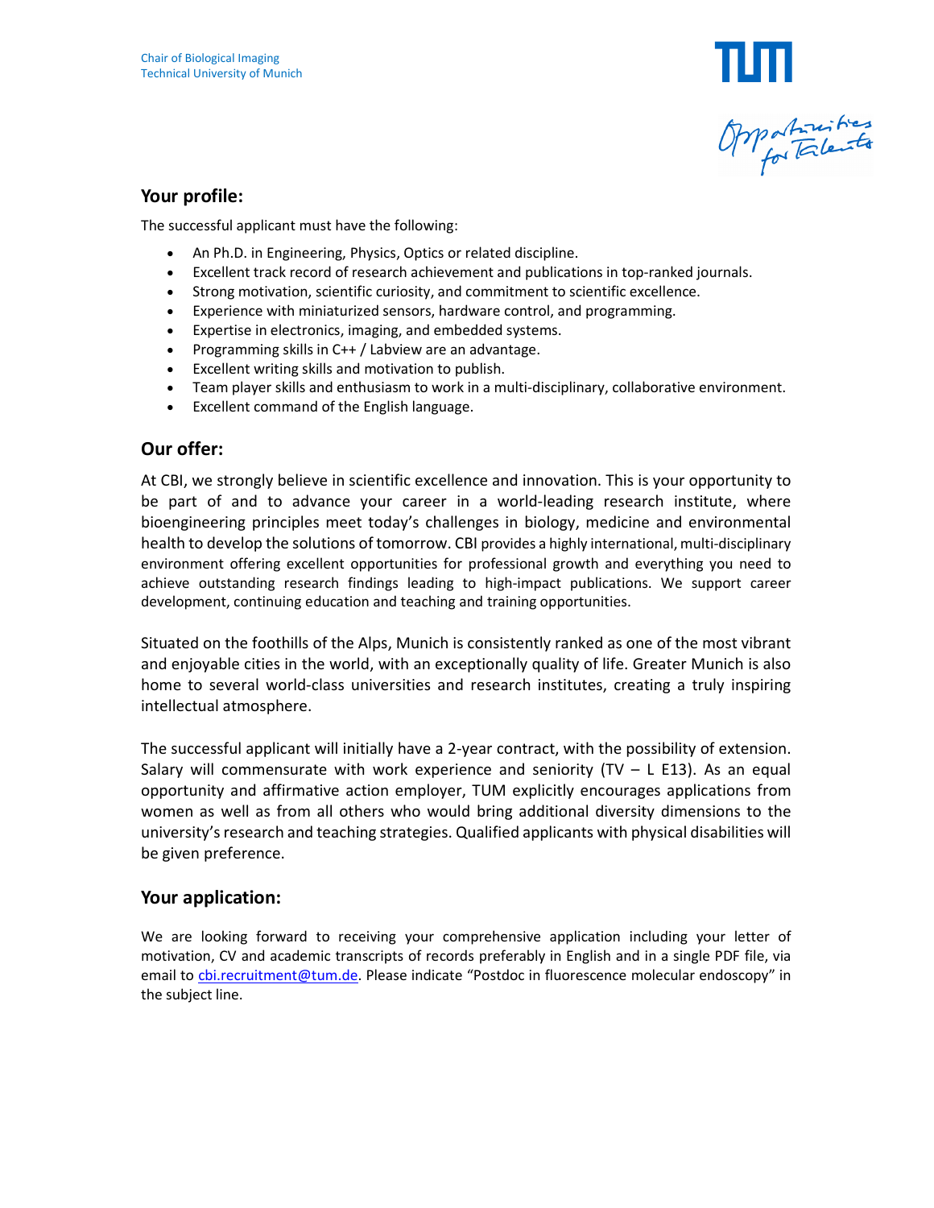## Your profile:

The successful applicant must have the following:

- An Ph.D. in Engineering, Physics, Optics or related discipline.
- Excellent track record of research achievement and publications in top-ranked journals.
- Strong motivation, scientific curiosity, and commitment to scientific excellence.
- Experience with miniaturized sensors, hardware control, and programming.
- Expertise in electronics, imaging, and embedded systems.
- Programming skills in C++ / Labview are an advantage.
- Excellent writing skills and motivation to publish.
- Team player skills and enthusiasm to work in a multi-disciplinary, collaborative environment.
- Excellent command of the English language.

## Our offer:

At CBI, we strongly believe in scientific excellence and innovation. This is your opportunity to be part of and to advance your career in a world-leading research institute, where bioengineering principles meet today's challenges in biology, medicine and environmental health to develop the solutions of tomorrow. CBI provides a highly international, multi-disciplinary environment offering excellent opportunities for professional growth and everything you need to achieve outstanding research findings leading to high-impact publications. We support career development, continuing education and teaching and training opportunities.

Situated on the foothills of the Alps, Munich is consistently ranked as one of the most vibrant and enjoyable cities in the world, with an exceptionally quality of life. Greater Munich is also home to several world-class universities and research institutes, creating a truly inspiring intellectual atmosphere.

The successful applicant will initially have a 2-year contract, with the possibility of extension. Salary will commensurate with work experience and seniority (TV – L E13). As an equal opportunity and affirmative action employer, TUM explicitly encourages applications from women as well as from all others who would bring additional diversity dimensions to the university's research and teaching strategies. Qualified applicants with physical disabilities will be given preference.

## Your application:

We are looking forward to receiving your comprehensive application including your letter of motivation, CV and academic transcripts of records preferably in English and in a single PDF file, via email to cbi.recruitment@tum.de. Please indicate "Postdoc in fluorescence molecular endoscopy" in the subject line.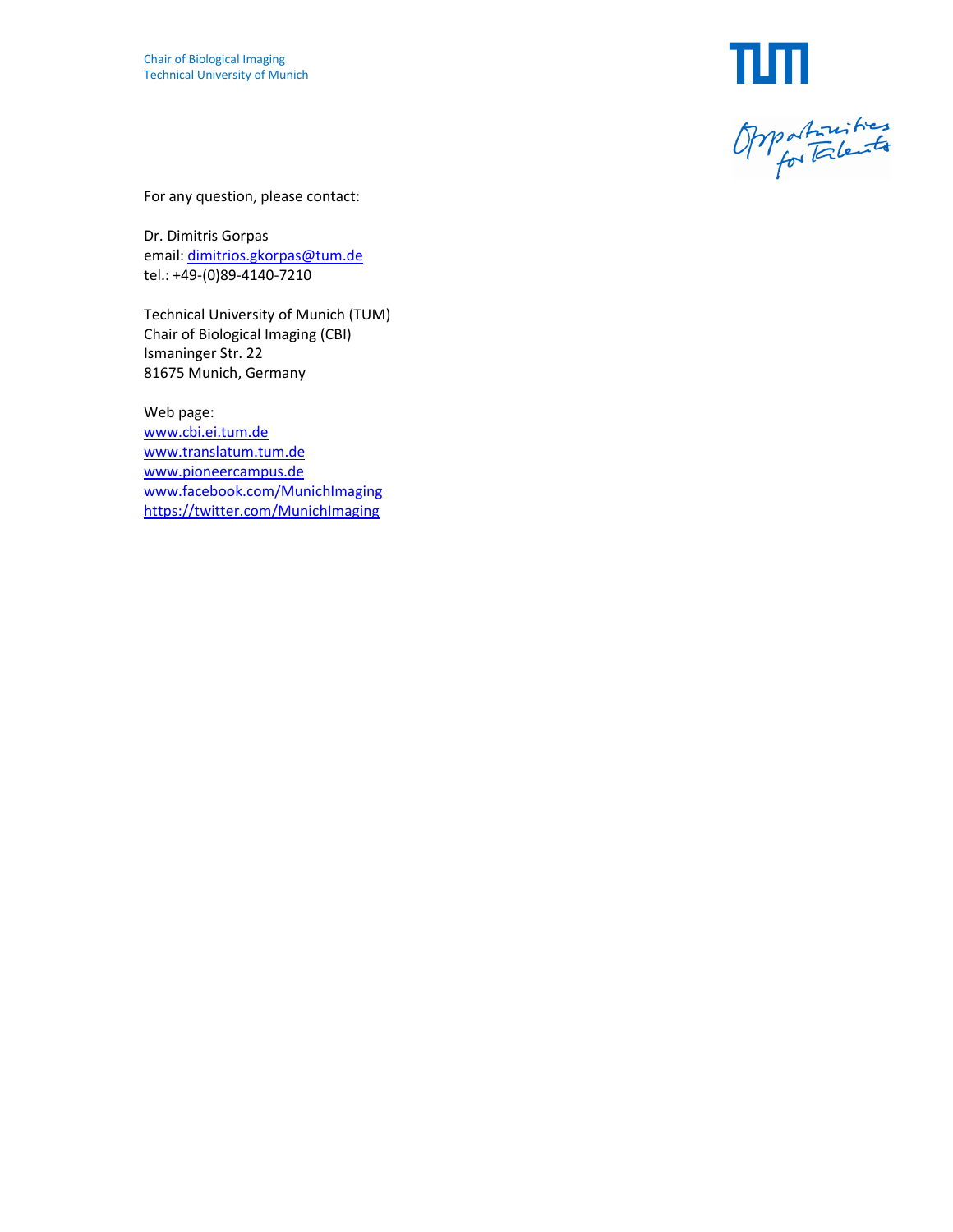Chair of Biological Imaging
Technical University of Munich

For any question, please contact:

Dr. Dimitris Gorpas
email: dimitrios.gkorpas@tum.de
tel.: +49-(0)89-4140-7210

Technical University of Munich (TUM)
Chair of Biological Imaging (CBI)
Ismaninger Str. 22
81675 Munich, Germany

Web page:
www.cbi.ei.tum.de
www.translatum.tum.de
www.pioneercampus.de
www.facebook.com/MunichImaging
https://twitter.com/MunichImaging